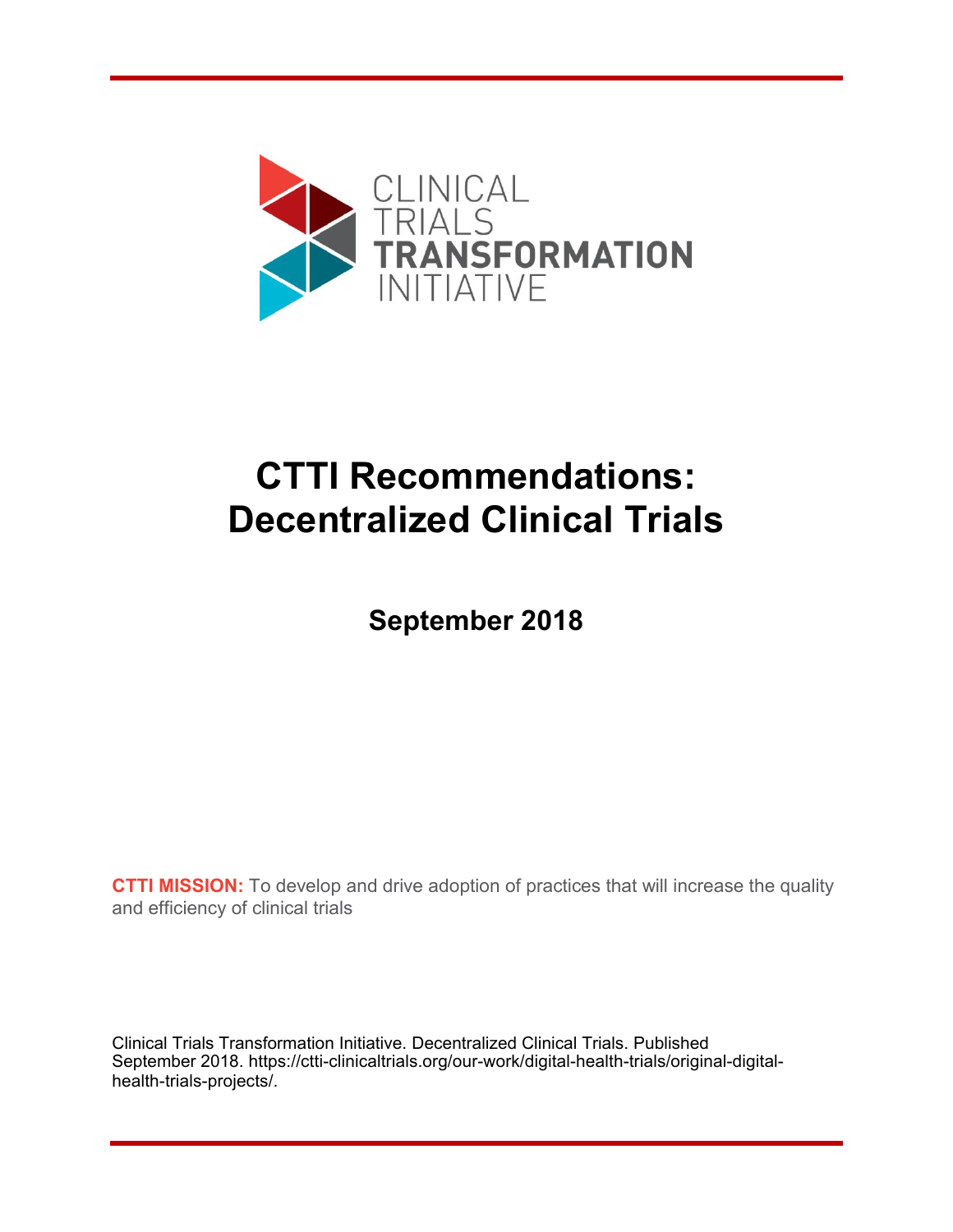CLINICAL TRIALS **TRANSFORMATION** INITIATIVE

# CTTI Recommendations: Decentralized Clinical Trials

## September 2018

**CTTI MISSION:** To develop and drive adoption of practices that will increase the quality and efficiency of clinical trials

Clinical Trials Transformation Initiative. Decentralized Clinical Trials. Published September 2018. https://ctti-clinicaltrials.org/our-work/digital-health-trials/original-digital-health-trials-projects/.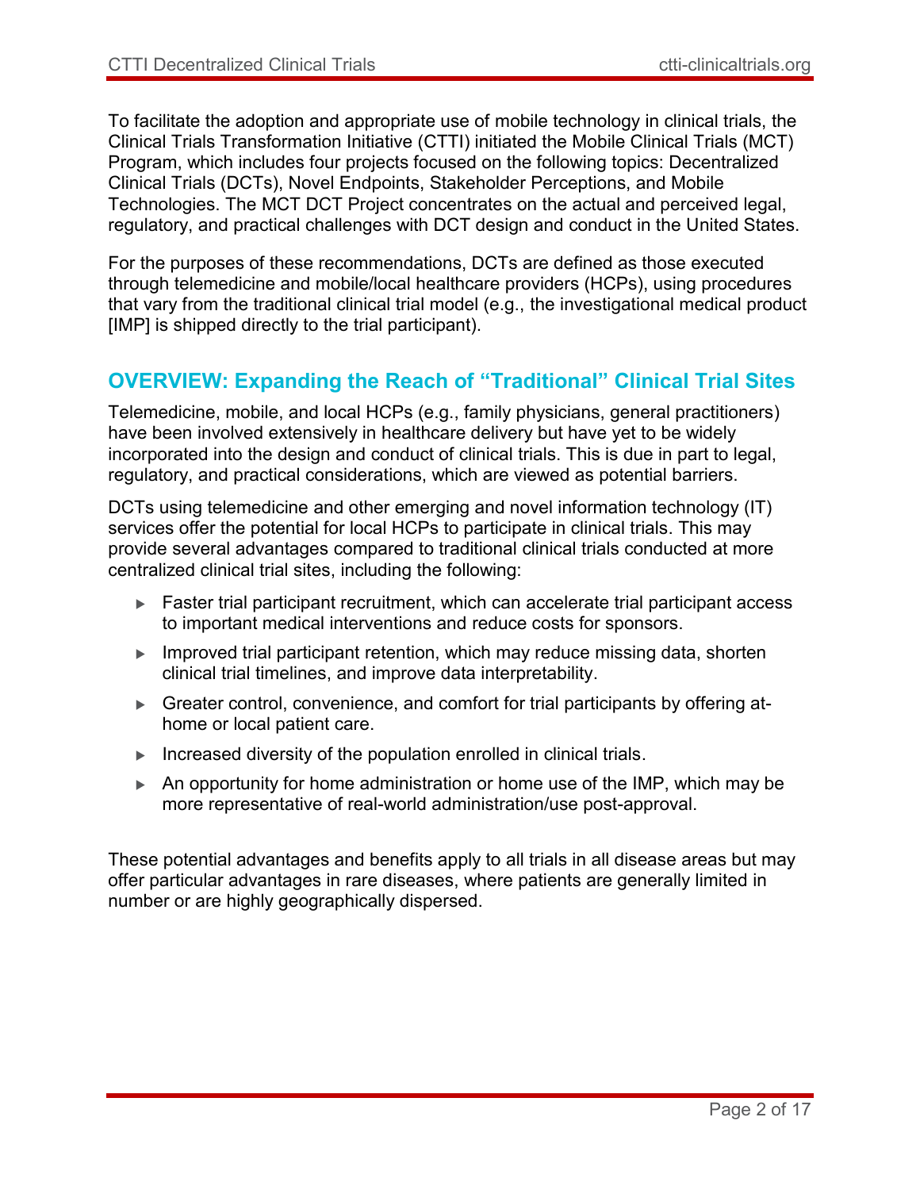To facilitate the adoption and appropriate use of mobile technology in clinical trials, the Clinical Trials Transformation Initiative (CTTI) initiated the Mobile Clinical Trials (MCT) Program, which includes four projects focused on the following topics: Decentralized Clinical Trials (DCTs), Novel Endpoints, Stakeholder Perceptions, and Mobile Technologies. The MCT DCT Project concentrates on the actual and perceived legal, regulatory, and practical challenges with DCT design and conduct in the United States.

For the purposes of these recommendations, DCTs are defined as those executed through telemedicine and mobile/local healthcare providers (HCPs), using procedures that vary from the traditional clinical trial model (e.g., the investigational medical product [IMP] is shipped directly to the trial participant).

## OVERVIEW: Expanding the Reach of "Traditional" Clinical Trial Sites

Telemedicine, mobile, and local HCPs (e.g., family physicians, general practitioners) have been involved extensively in healthcare delivery but have yet to be widely incorporated into the design and conduct of clinical trials. This is due in part to legal, regulatory, and practical considerations, which are viewed as potential barriers.

DCTs using telemedicine and other emerging and novel information technology (IT) services offer the potential for local HCPs to participate in clinical trials. This may provide several advantages compared to traditional clinical trials conducted at more centralized clinical trial sites, including the following:

- Faster trial participant recruitment, which can accelerate trial participant access to important medical interventions and reduce costs for sponsors.
- Improved trial participant retention, which may reduce missing data, shorten clinical trial timelines, and improve data interpretability.
- Greater control, convenience, and comfort for trial participants by offering at-home or local patient care.
- Increased diversity of the population enrolled in clinical trials.
- An opportunity for home administration or home use of the IMP, which may be more representative of real-world administration/use post-approval.

These potential advantages and benefits apply to all trials in all disease areas but may offer particular advantages in rare diseases, where patients are generally limited in number or are highly geographically dispersed.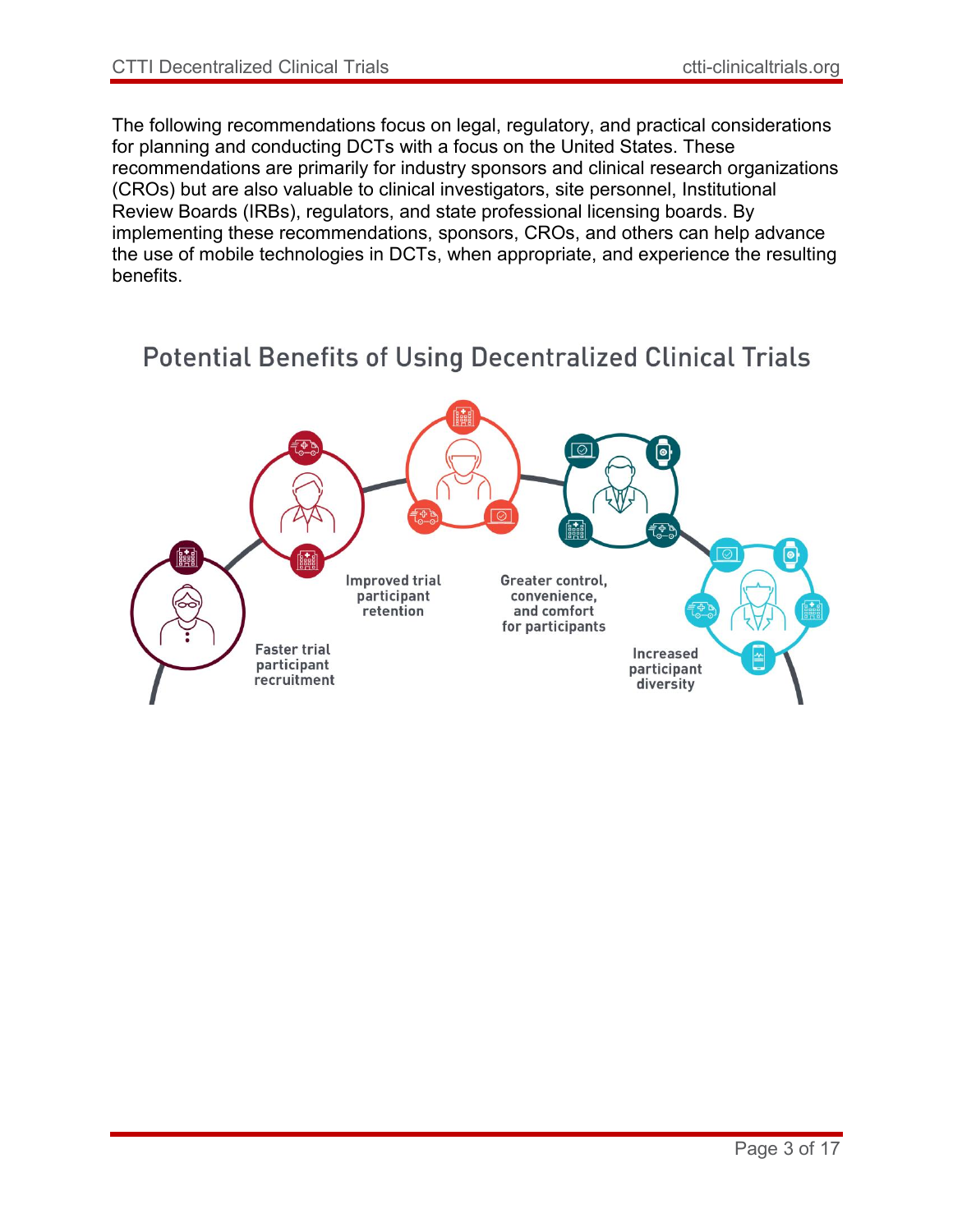The following recommendations focus on legal, regulatory, and practical considerations for planning and conducting DCTs with a focus on the United States. These recommendations are primarily for industry sponsors and clinical research organizations (CROs) but are also valuable to clinical investigators, site personnel, Institutional Review Boards (IRBs), regulators, and state professional licensing boards. By implementing these recommendations, sponsors, CROs, and others can help advance the use of mobile technologies in DCTs, when appropriate, and experience the resulting benefits.

## Potential Benefits of Using Decentralized Clinical Trials

- Faster trial participant recruitment
- Improved trial participant retention
- Greater control, convenience, and comfort for participants
- Increased participant diversity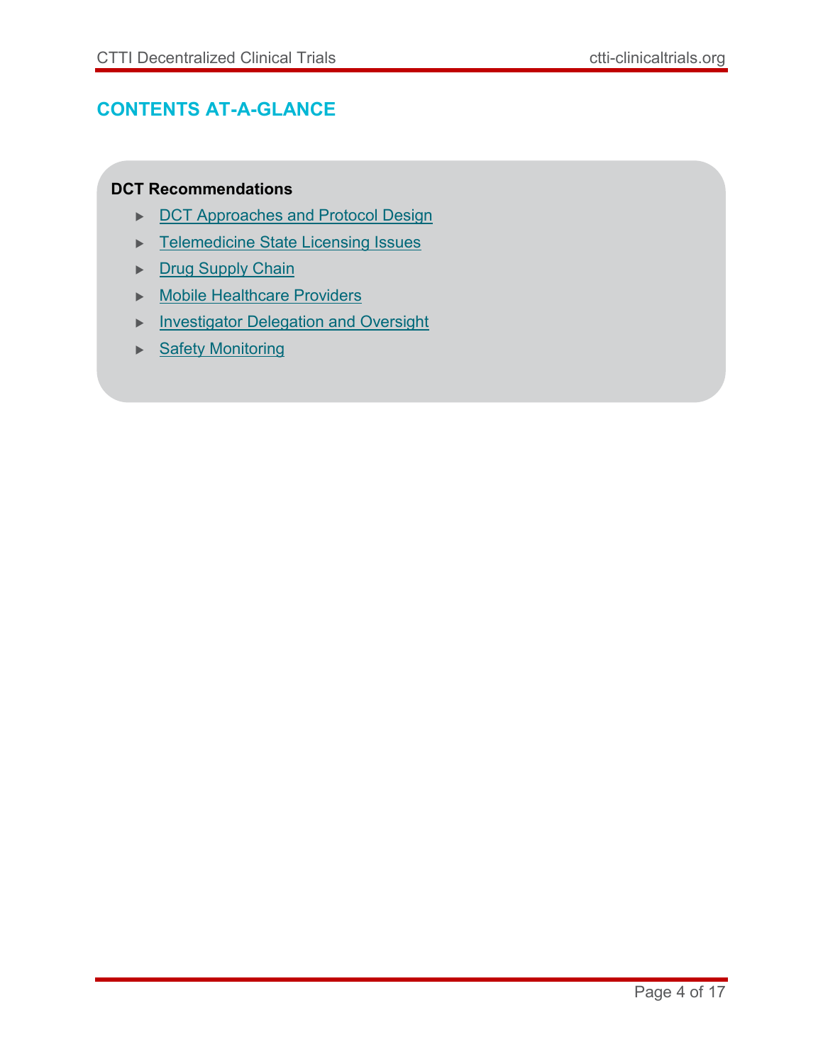## CONTENTS AT-A-GLANCE

**DCT Recommendations**

- DCT Approaches and Protocol Design
- Telemedicine State Licensing Issues
- Drug Supply Chain
- Mobile Healthcare Providers
- Investigator Delegation and Oversight
- Safety Monitoring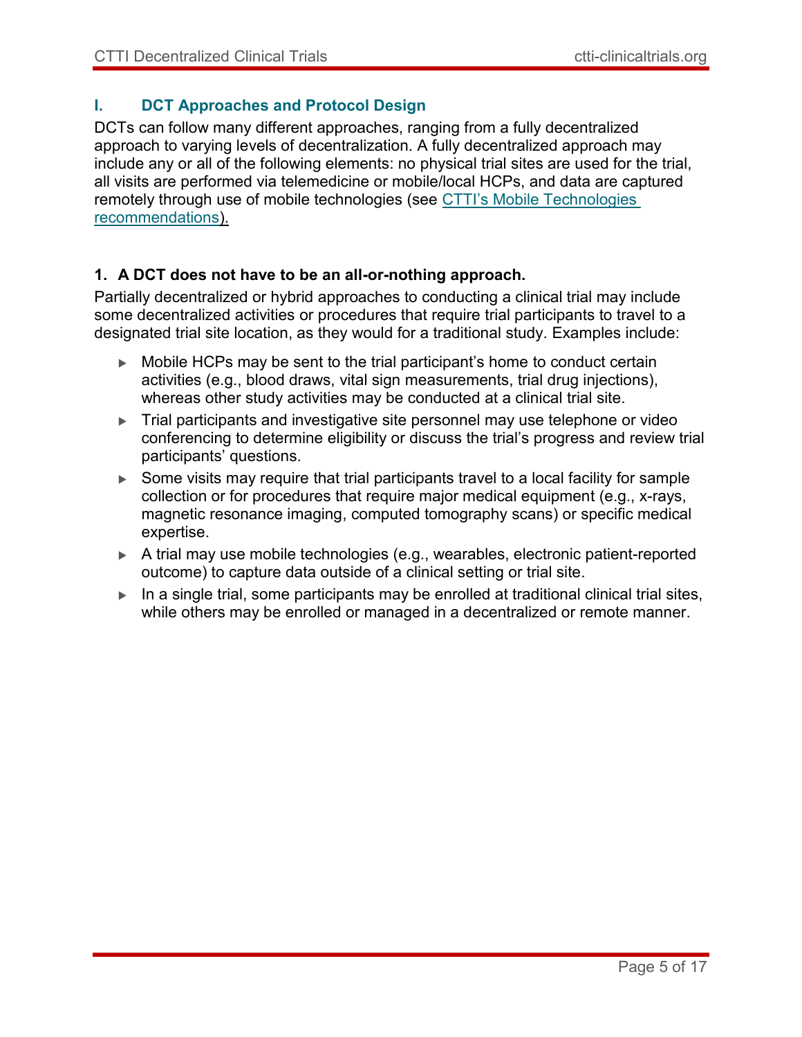## I. DCT Approaches and Protocol Design

DCTs can follow many different approaches, ranging from a fully decentralized approach to varying levels of decentralization. A fully decentralized approach may include any or all of the following elements: no physical trial sites are used for the trial, all visits are performed via telemedicine or mobile/local HCPs, and data are captured remotely through use of mobile technologies (see CTTI's Mobile Technologies recommendations).

### 1. A DCT does not have to be an all-or-nothing approach.

Partially decentralized or hybrid approaches to conducting a clinical trial may include some decentralized activities or procedures that require trial participants to travel to a designated trial site location, as they would for a traditional study. Examples include:

- Mobile HCPs may be sent to the trial participant's home to conduct certain activities (e.g., blood draws, vital sign measurements, trial drug injections), whereas other study activities may be conducted at a clinical trial site.
- Trial participants and investigative site personnel may use telephone or video conferencing to determine eligibility or discuss the trial's progress and review trial participants' questions.
- Some visits may require that trial participants travel to a local facility for sample collection or for procedures that require major medical equipment (e.g., x-rays, magnetic resonance imaging, computed tomography scans) or specific medical expertise.
- A trial may use mobile technologies (e.g., wearables, electronic patient-reported outcome) to capture data outside of a clinical setting or trial site.
- In a single trial, some participants may be enrolled at traditional clinical trial sites, while others may be enrolled or managed in a decentralized or remote manner.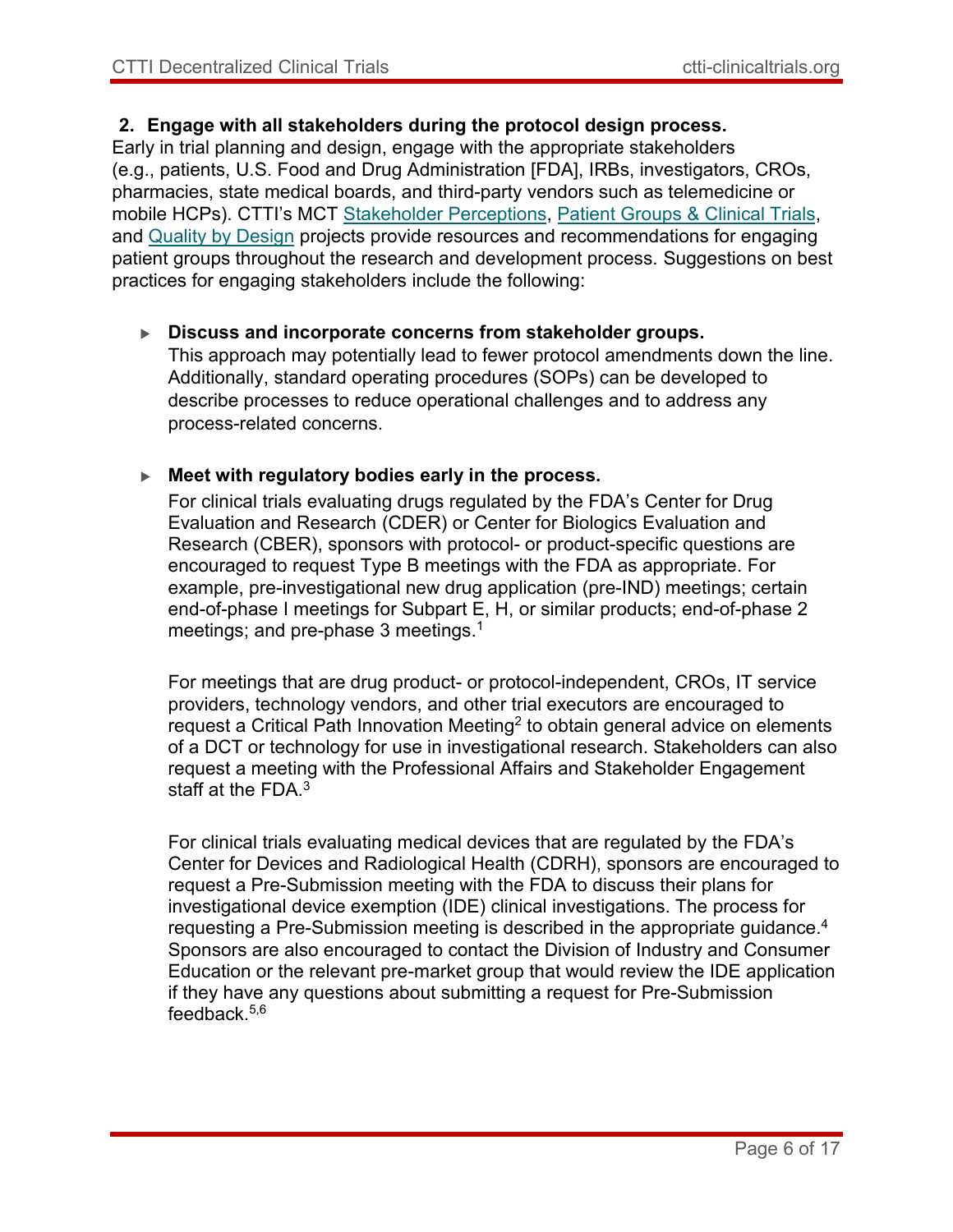**2. Engage with all stakeholders during the protocol design process.**

Early in trial planning and design, engage with the appropriate stakeholders (e.g., patients, U.S. Food and Drug Administration [FDA], IRBs, investigators, CROs, pharmacies, state medical boards, and third-party vendors such as telemedicine or mobile HCPs). CTTI's MCT Stakeholder Perceptions, Patient Groups & Clinical Trials, and Quality by Design projects provide resources and recommendations for engaging patient groups throughout the research and development process. Suggestions on best practices for engaging stakeholders include the following:

- **Discuss and incorporate concerns from stakeholder groups.**
  This approach may potentially lead to fewer protocol amendments down the line. Additionally, standard operating procedures (SOPs) can be developed to describe processes to reduce operational challenges and to address any process-related concerns.

- **Meet with regulatory bodies early in the process.**
  For clinical trials evaluating drugs regulated by the FDA's Center for Drug Evaluation and Research (CDER) or Center for Biologics Evaluation and Research (CBER), sponsors with protocol- or product-specific questions are encouraged to request Type B meetings with the FDA as appropriate. For example, pre-investigational new drug application (pre-IND) meetings; certain end-of-phase I meetings for Subpart E, H, or similar products; end-of-phase 2 meetings; and pre-phase 3 meetings.[1]

  For meetings that are drug product- or protocol-independent, CROs, IT service providers, technology vendors, and other trial executors are encouraged to request a Critical Path Innovation Meeting[2] to obtain general advice on elements of a DCT or technology for use in investigational research. Stakeholders can also request a meeting with the Professional Affairs and Stakeholder Engagement staff at the FDA.[3]

  For clinical trials evaluating medical devices that are regulated by the FDA's Center for Devices and Radiological Health (CDRH), sponsors are encouraged to request a Pre-Submission meeting with the FDA to discuss their plans for investigational device exemption (IDE) clinical investigations. The process for requesting a Pre-Submission meeting is described in the appropriate guidance.[4] Sponsors are also encouraged to contact the Division of Industry and Consumer Education or the relevant pre-market group that would review the IDE application if they have any questions about submitting a request for Pre-Submission feedback.[5,6]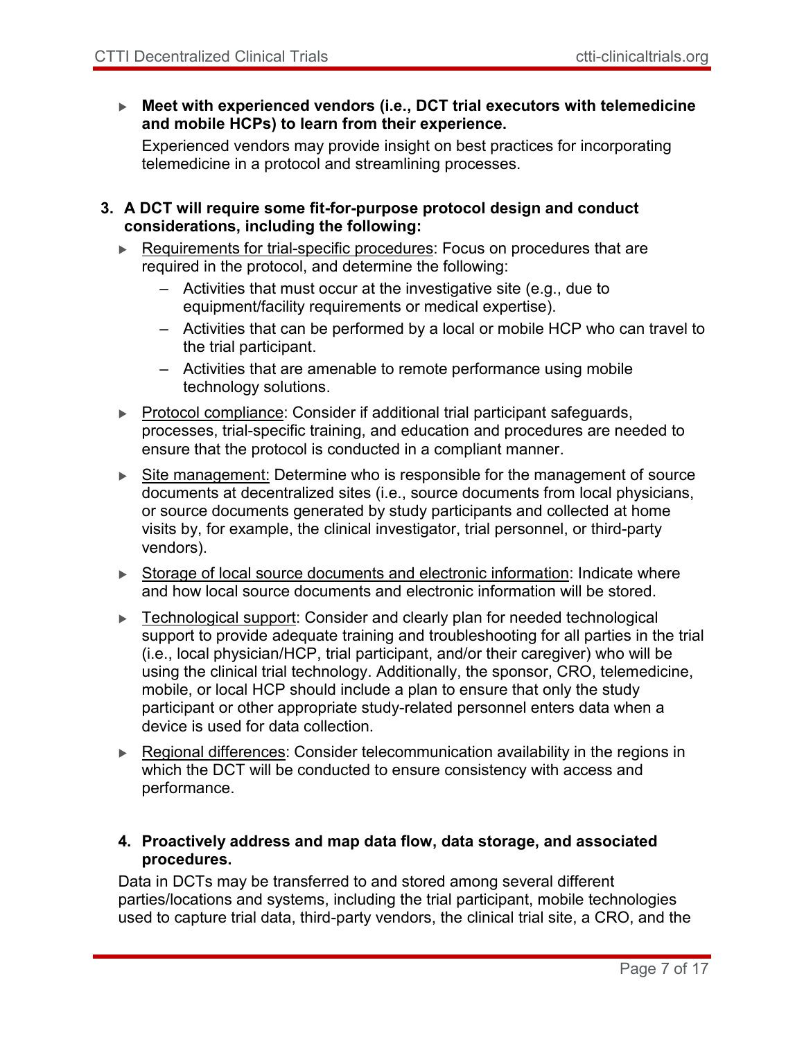- **Meet with experienced vendors (i.e., DCT trial executors with telemedicine and mobile HCPs) to learn from their experience.**

  Experienced vendors may provide insight on best practices for incorporating telemedicine in a protocol and streamlining processes.

3. **A DCT will require some fit-for-purpose protocol design and conduct considerations, including the following:**
   - <u>Requirements for trial-specific procedures</u>: Focus on procedures that are required in the protocol, and determine the following:
     - Activities that must occur at the investigative site (e.g., due to equipment/facility requirements or medical expertise).
     - Activities that can be performed by a local or mobile HCP who can travel to the trial participant.
     - Activities that are amenable to remote performance using mobile technology solutions.
   - <u>Protocol compliance</u>: Consider if additional trial participant safeguards, processes, trial-specific training, and education and procedures are needed to ensure that the protocol is conducted in a compliant manner.
   - <u>Site management:</u> Determine who is responsible for the management of source documents at decentralized sites (i.e., source documents from local physicians, or source documents generated by study participants and collected at home visits by, for example, the clinical investigator, trial personnel, or third-party vendors).
   - <u>Storage of local source documents and electronic information</u>: Indicate where and how local source documents and electronic information will be stored.
   - <u>Technological support</u>: Consider and clearly plan for needed technological support to provide adequate training and troubleshooting for all parties in the trial (i.e., local physician/HCP, trial participant, and/or their caregiver) who will be using the clinical trial technology. Additionally, the sponsor, CRO, telemedicine, mobile, or local HCP should include a plan to ensure that only the study participant or other appropriate study-related personnel enters data when a device is used for data collection.
   - <u>Regional differences</u>: Consider telecommunication availability in the regions in which the DCT will be conducted to ensure consistency with access and performance.

4. **Proactively address and map data flow, data storage, and associated procedures.**

Data in DCTs may be transferred to and stored among several different parties/locations and systems, including the trial participant, mobile technologies used to capture trial data, third-party vendors, the clinical trial site, a CRO, and the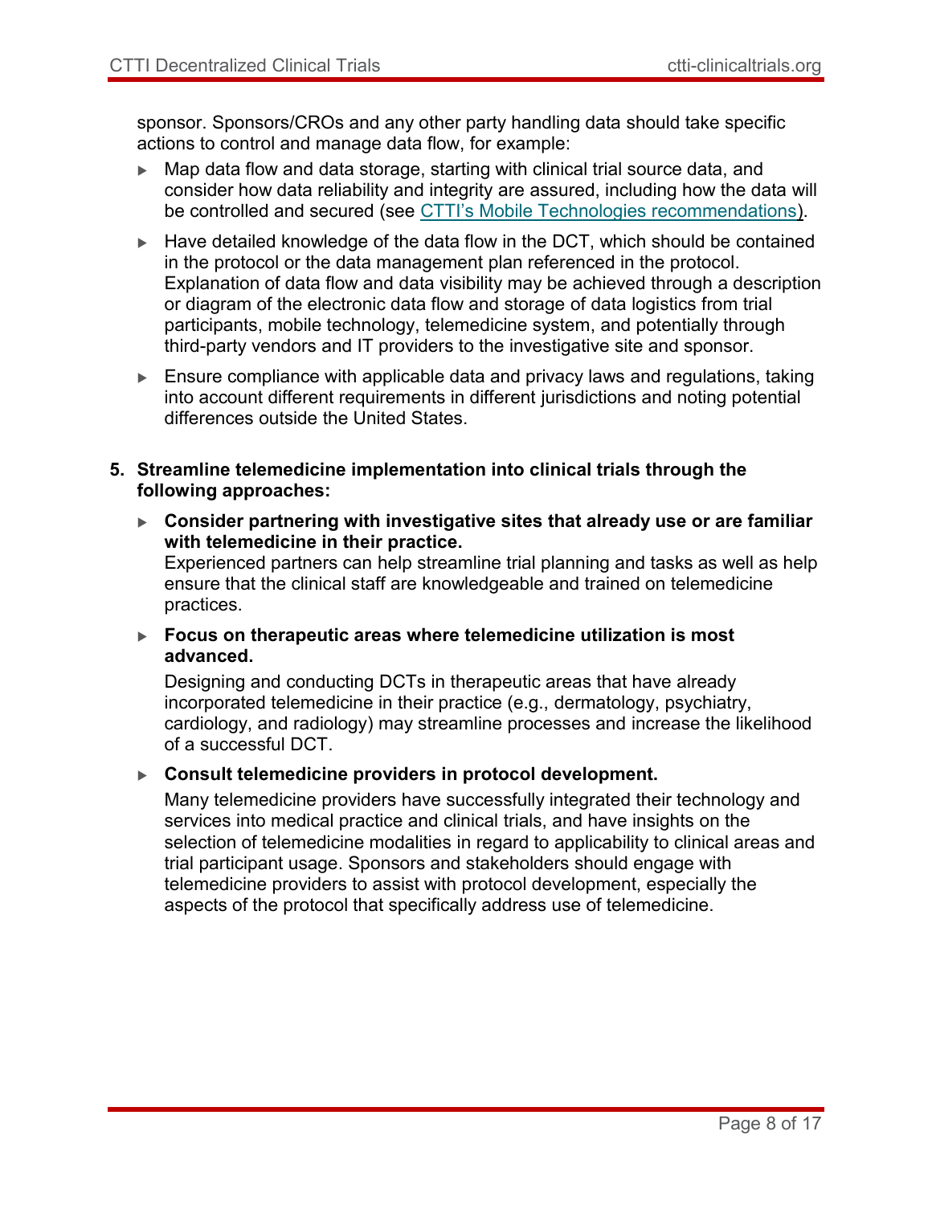sponsor. Sponsors/CROs and any other party handling data should take specific actions to control and manage data flow, for example:

- Map data flow and data storage, starting with clinical trial source data, and consider how data reliability and integrity are assured, including how the data will be controlled and secured (see [CTTI's Mobile Technologies recommendations](#)).
- Have detailed knowledge of the data flow in the DCT, which should be contained in the protocol or the data management plan referenced in the protocol. Explanation of data flow and data visibility may be achieved through a description or diagram of the electronic data flow and storage of data logistics from trial participants, mobile technology, telemedicine system, and potentially through third-party vendors and IT providers to the investigative site and sponsor.
- Ensure compliance with applicable data and privacy laws and regulations, taking into account different requirements in different jurisdictions and noting potential differences outside the United States.

5. **Streamline telemedicine implementation into clinical trials through the following approaches:**

   - **Consider partnering with investigative sites that already use or are familiar with telemedicine in their practice.**
     Experienced partners can help streamline trial planning and tasks as well as help ensure that the clinical staff are knowledgeable and trained on telemedicine practices.

   - **Focus on therapeutic areas where telemedicine utilization is most advanced.**

     Designing and conducting DCTs in therapeutic areas that have already incorporated telemedicine in their practice (e.g., dermatology, psychiatry, cardiology, and radiology) may streamline processes and increase the likelihood of a successful DCT.

   - **Consult telemedicine providers in protocol development.**

     Many telemedicine providers have successfully integrated their technology and services into medical practice and clinical trials, and have insights on the selection of telemedicine modalities in regard to applicability to clinical areas and trial participant usage. Sponsors and stakeholders should engage with telemedicine providers to assist with protocol development, especially the aspects of the protocol that specifically address use of telemedicine.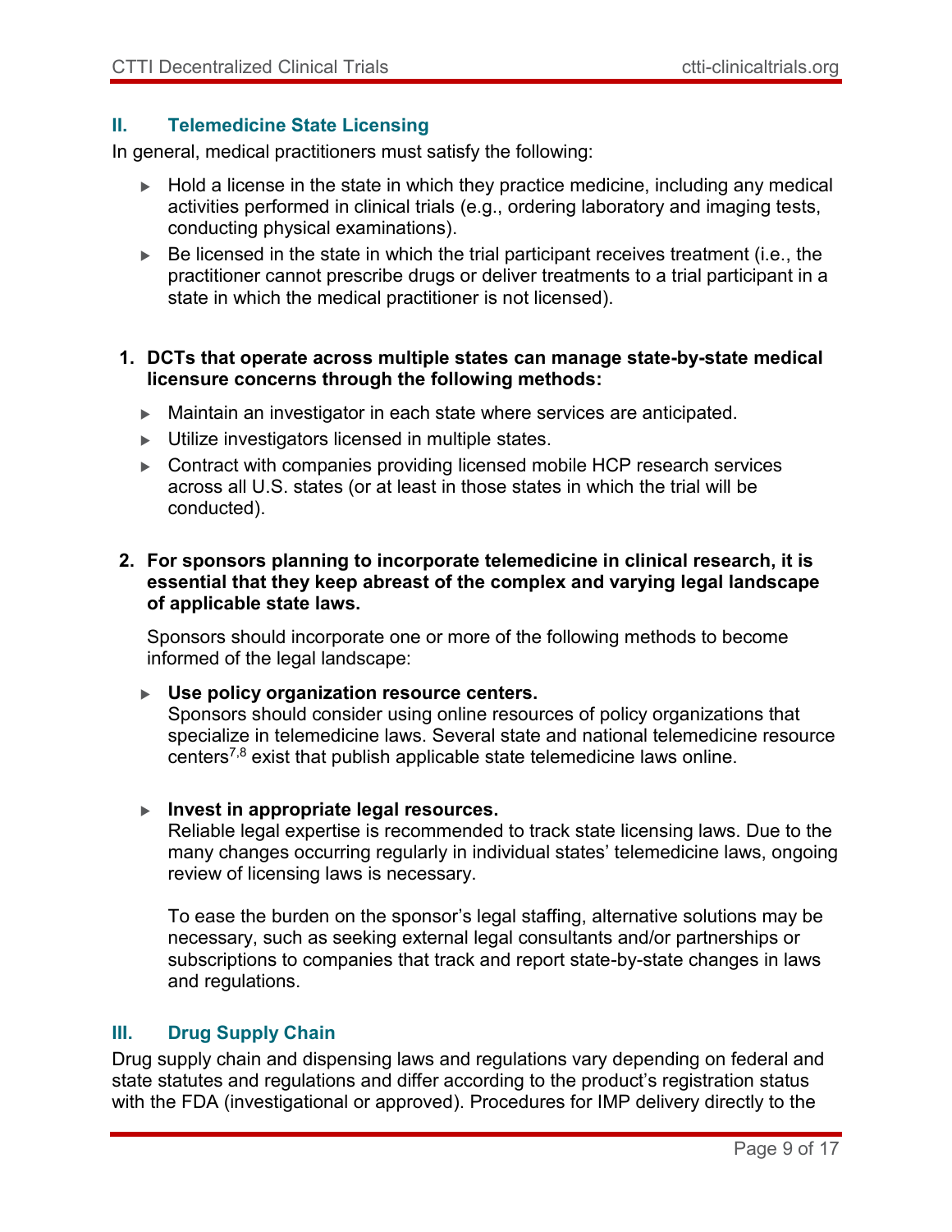## II. Telemedicine State Licensing

In general, medical practitioners must satisfy the following:

- Hold a license in the state in which they practice medicine, including any medical activities performed in clinical trials (e.g., ordering laboratory and imaging tests, conducting physical examinations).
- Be licensed in the state in which the trial participant receives treatment (i.e., the practitioner cannot prescribe drugs or deliver treatments to a trial participant in a state in which the medical practitioner is not licensed).

1. **DCTs that operate across multiple states can manage state-by-state medical licensure concerns through the following methods:**

   - Maintain an investigator in each state where services are anticipated.
   - Utilize investigators licensed in multiple states.
   - Contract with companies providing licensed mobile HCP research services across all U.S. states (or at least in those states in which the trial will be conducted).

2. **For sponsors planning to incorporate telemedicine in clinical research, it is essential that they keep abreast of the complex and varying legal landscape of applicable state laws.**

   Sponsors should incorporate one or more of the following methods to become informed of the legal landscape:

   - **Use policy organization resource centers.**
     Sponsors should consider using online resources of policy organizations that specialize in telemedicine laws. Several state and national telemedicine resource centers[7,8] exist that publish applicable state telemedicine laws online.

   - **Invest in appropriate legal resources.**
     Reliable legal expertise is recommended to track state licensing laws. Due to the many changes occurring regularly in individual states' telemedicine laws, ongoing review of licensing laws is necessary.

     To ease the burden on the sponsor's legal staffing, alternative solutions may be necessary, such as seeking external legal consultants and/or partnerships or subscriptions to companies that track and report state-by-state changes in laws and regulations.

## III. Drug Supply Chain

Drug supply chain and dispensing laws and regulations vary depending on federal and state statutes and regulations and differ according to the product's registration status with the FDA (investigational or approved). Procedures for IMP delivery directly to the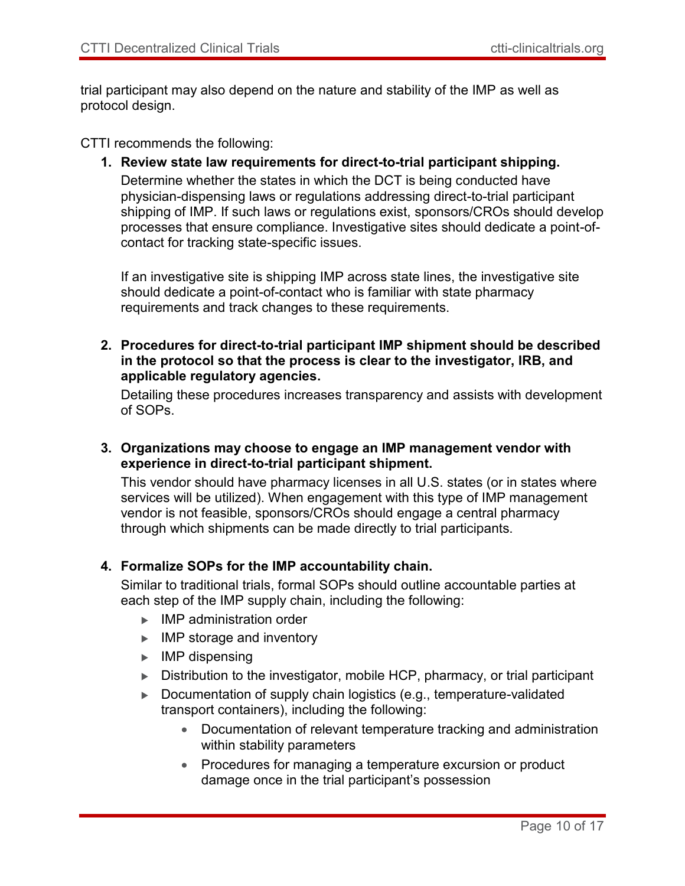trial participant may also depend on the nature and stability of the IMP as well as protocol design.

CTTI recommends the following:

1. **Review state law requirements for direct-to-trial participant shipping.**

   Determine whether the states in which the DCT is being conducted have physician-dispensing laws or regulations addressing direct-to-trial participant shipping of IMP. If such laws or regulations exist, sponsors/CROs should develop processes that ensure compliance. Investigative sites should dedicate a point-of-contact for tracking state-specific issues.

   If an investigative site is shipping IMP across state lines, the investigative site should dedicate a point-of-contact who is familiar with state pharmacy requirements and track changes to these requirements.

2. **Procedures for direct-to-trial participant IMP shipment should be described in the protocol so that the process is clear to the investigator, IRB, and applicable regulatory agencies.**

   Detailing these procedures increases transparency and assists with development of SOPs.

3. **Organizations may choose to engage an IMP management vendor with experience in direct-to-trial participant shipment.**

   This vendor should have pharmacy licenses in all U.S. states (or in states where services will be utilized). When engagement with this type of IMP management vendor is not feasible, sponsors/CROs should engage a central pharmacy through which shipments can be made directly to trial participants.

4. **Formalize SOPs for the IMP accountability chain.**

   Similar to traditional trials, formal SOPs should outline accountable parties at each step of the IMP supply chain, including the following:

   - IMP administration order
   - IMP storage and inventory
   - IMP dispensing
   - Distribution to the investigator, mobile HCP, pharmacy, or trial participant
   - Documentation of supply chain logistics (e.g., temperature-validated transport containers), including the following:
     - Documentation of relevant temperature tracking and administration within stability parameters
     - Procedures for managing a temperature excursion or product damage once in the trial participant's possession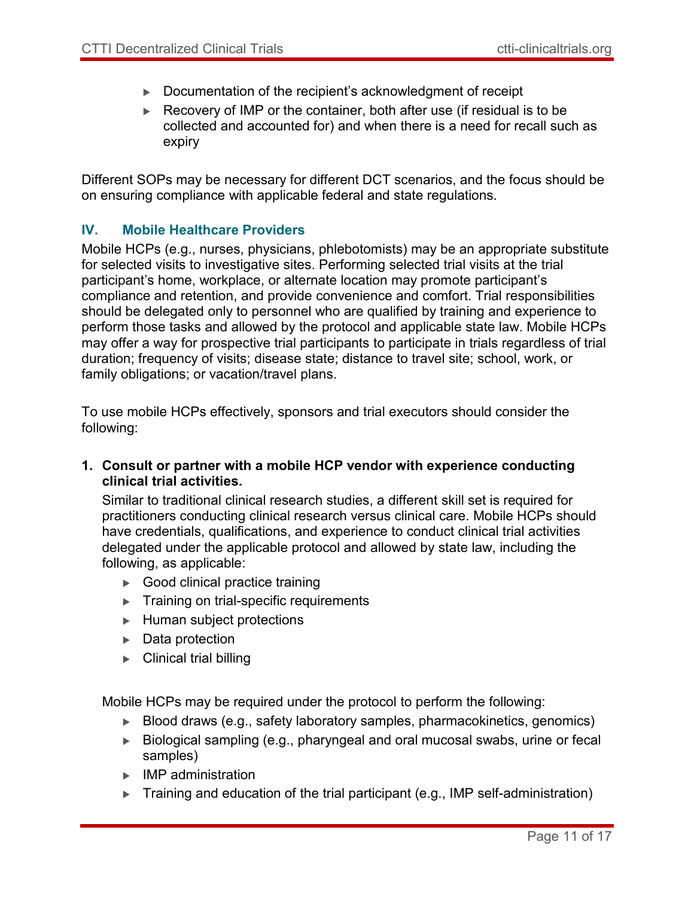- Documentation of the recipient's acknowledgment of receipt
- Recovery of IMP or the container, both after use (if residual is to be collected and accounted for) and when there is a need for recall such as expiry

Different SOPs may be necessary for different DCT scenarios, and the focus should be on ensuring compliance with applicable federal and state regulations.

## IV. Mobile Healthcare Providers

Mobile HCPs (e.g., nurses, physicians, phlebotomists) may be an appropriate substitute for selected visits to investigative sites. Performing selected trial visits at the trial participant's home, workplace, or alternate location may promote participant's compliance and retention, and provide convenience and comfort. Trial responsibilities should be delegated only to personnel who are qualified by training and experience to perform those tasks and allowed by the protocol and applicable state law. Mobile HCPs may offer a way for prospective trial participants to participate in trials regardless of trial duration; frequency of visits; disease state; distance to travel site; school, work, or family obligations; or vacation/travel plans.

To use mobile HCPs effectively, sponsors and trial executors should consider the following:

**1. Consult or partner with a mobile HCP vendor with experience conducting clinical trial activities.**

Similar to traditional clinical research studies, a different skill set is required for practitioners conducting clinical research versus clinical care. Mobile HCPs should have credentials, qualifications, and experience to conduct clinical trial activities delegated under the applicable protocol and allowed by state law, including the following, as applicable:

- Good clinical practice training
- Training on trial-specific requirements
- Human subject protections
- Data protection
- Clinical trial billing

Mobile HCPs may be required under the protocol to perform the following:

- Blood draws (e.g., safety laboratory samples, pharmacokinetics, genomics)
- Biological sampling (e.g., pharyngeal and oral mucosal swabs, urine or fecal samples)
- IMP administration
- Training and education of the trial participant (e.g., IMP self-administration)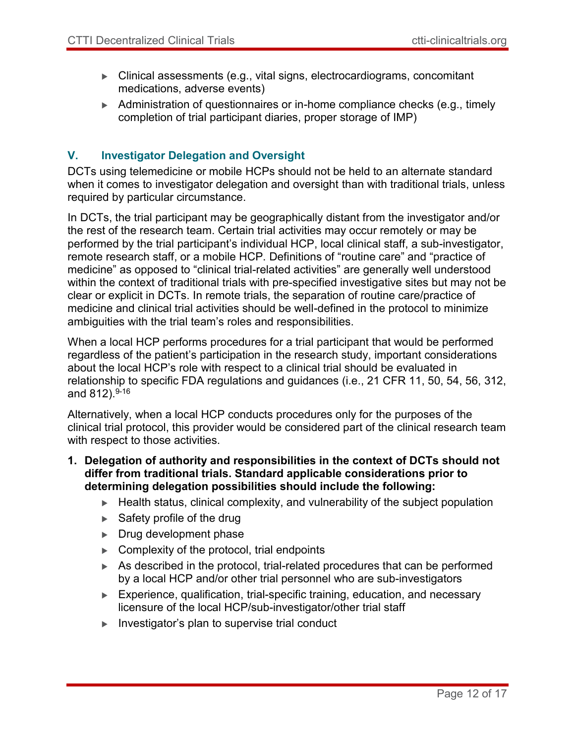- Clinical assessments (e.g., vital signs, electrocardiograms, concomitant medications, adverse events)
- Administration of questionnaires or in-home compliance checks (e.g., timely completion of trial participant diaries, proper storage of IMP)

## V. Investigator Delegation and Oversight

DCTs using telemedicine or mobile HCPs should not be held to an alternate standard when it comes to investigator delegation and oversight than with traditional trials, unless required by particular circumstance.

In DCTs, the trial participant may be geographically distant from the investigator and/or the rest of the research team. Certain trial activities may occur remotely or may be performed by the trial participant's individual HCP, local clinical staff, a sub-investigator, remote research staff, or a mobile HCP. Definitions of "routine care" and "practice of medicine" as opposed to "clinical trial-related activities" are generally well understood within the context of traditional trials with pre-specified investigative sites but may not be clear or explicit in DCTs. In remote trials, the separation of routine care/practice of medicine and clinical trial activities should be well-defined in the protocol to minimize ambiguities with the trial team's roles and responsibilities.

When a local HCP performs procedures for a trial participant that would be performed regardless of the patient's participation in the research study, important considerations about the local HCP's role with respect to a clinical trial should be evaluated in relationship to specific FDA regulations and guidances (i.e., 21 CFR 11, 50, 54, 56, 312, and 812).[9-16]

Alternatively, when a local HCP conducts procedures only for the purposes of the clinical trial protocol, this provider would be considered part of the clinical research team with respect to those activities.

1. **Delegation of authority and responsibilities in the context of DCTs should not differ from traditional trials. Standard applicable considerations prior to determining delegation possibilities should include the following:**
    - Health status, clinical complexity, and vulnerability of the subject population
    - Safety profile of the drug
    - Drug development phase
    - Complexity of the protocol, trial endpoints
    - As described in the protocol, trial-related procedures that can be performed by a local HCP and/or other trial personnel who are sub-investigators
    - Experience, qualification, trial-specific training, education, and necessary licensure of the local HCP/sub-investigator/other trial staff
    - Investigator's plan to supervise trial conduct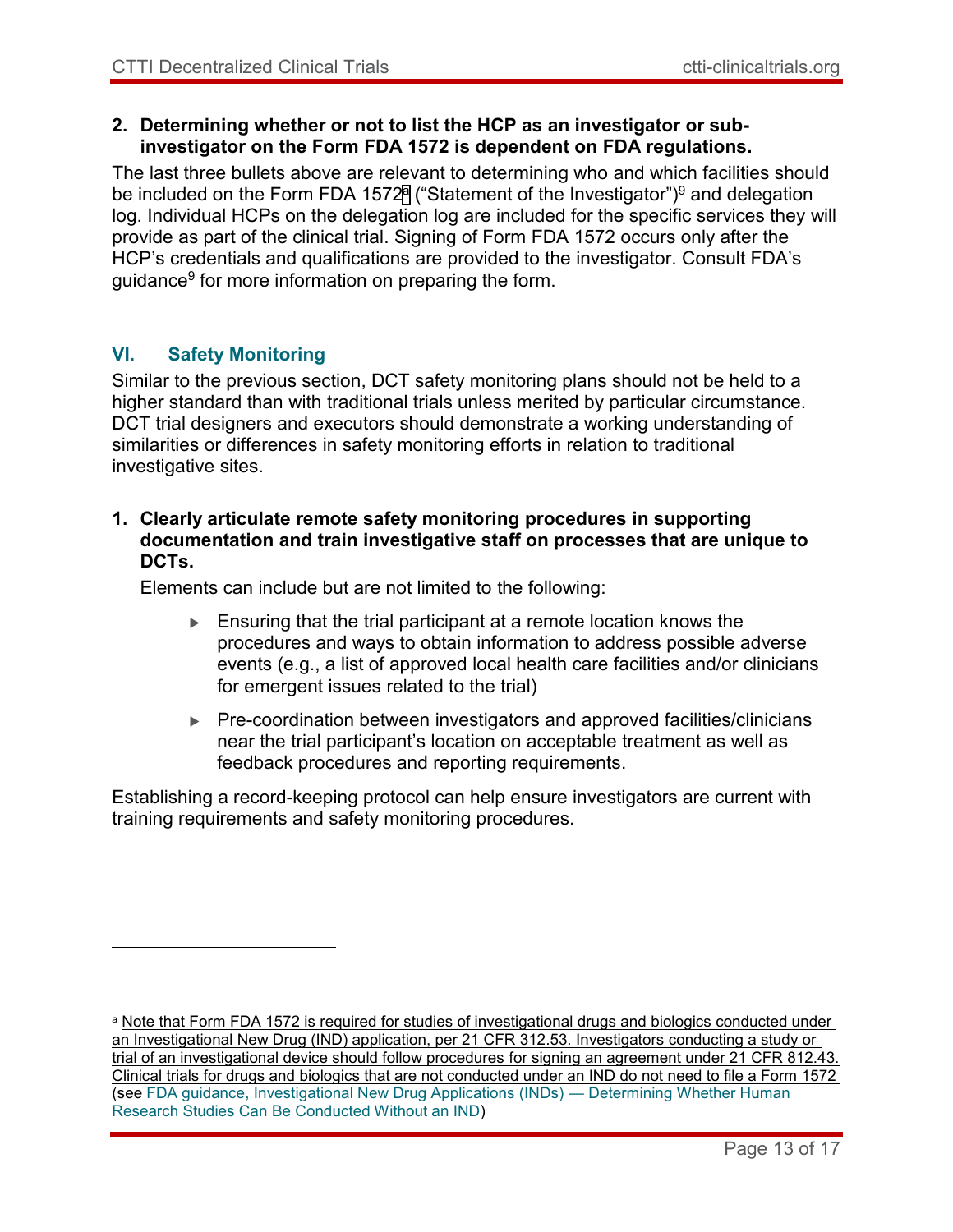2. **Determining whether or not to list the HCP as an investigator or sub-investigator on the Form FDA 1572 is dependent on FDA regulations.**

The last three bullets above are relevant to determining who and which facilities should be included on the Form FDA 1572[a] ("Statement of the Investigator")[9] and delegation log. Individual HCPs on the delegation log are included for the specific services they will provide as part of the clinical trial. Signing of Form FDA 1572 occurs only after the HCP's credentials and qualifications are provided to the investigator. Consult FDA's guidance[9] for more information on preparing the form.

## VI. Safety Monitoring

Similar to the previous section, DCT safety monitoring plans should not be held to a higher standard than with traditional trials unless merited by particular circumstance. DCT trial designers and executors should demonstrate a working understanding of similarities or differences in safety monitoring efforts in relation to traditional investigative sites.

1. **Clearly articulate remote safety monitoring procedures in supporting documentation and train investigative staff on processes that are unique to DCTs.**

   Elements can include but are not limited to the following:

   - Ensuring that the trial participant at a remote location knows the procedures and ways to obtain information to address possible adverse events (e.g., a list of approved local health care facilities and/or clinicians for emergent issues related to the trial)
   - Pre-coordination between investigators and approved facilities/clinicians near the trial participant's location on acceptable treatment as well as feedback procedures and reporting requirements.

Establishing a record-keeping protocol can help ensure investigators are current with training requirements and safety monitoring procedures.

---

[a] Note that Form FDA 1572 is required for studies of investigational drugs and biologics conducted under an Investigational New Drug (IND) application, per 21 CFR 312.53. Investigators conducting a study or trial of an investigational device should follow procedures for signing an agreement under 21 CFR 812.43. Clinical trials for drugs and biologics that are not conducted under an IND do not need to file a Form 1572 (see FDA guidance, Investigational New Drug Applications (INDs) — Determining Whether Human Research Studies Can Be Conducted Without an IND)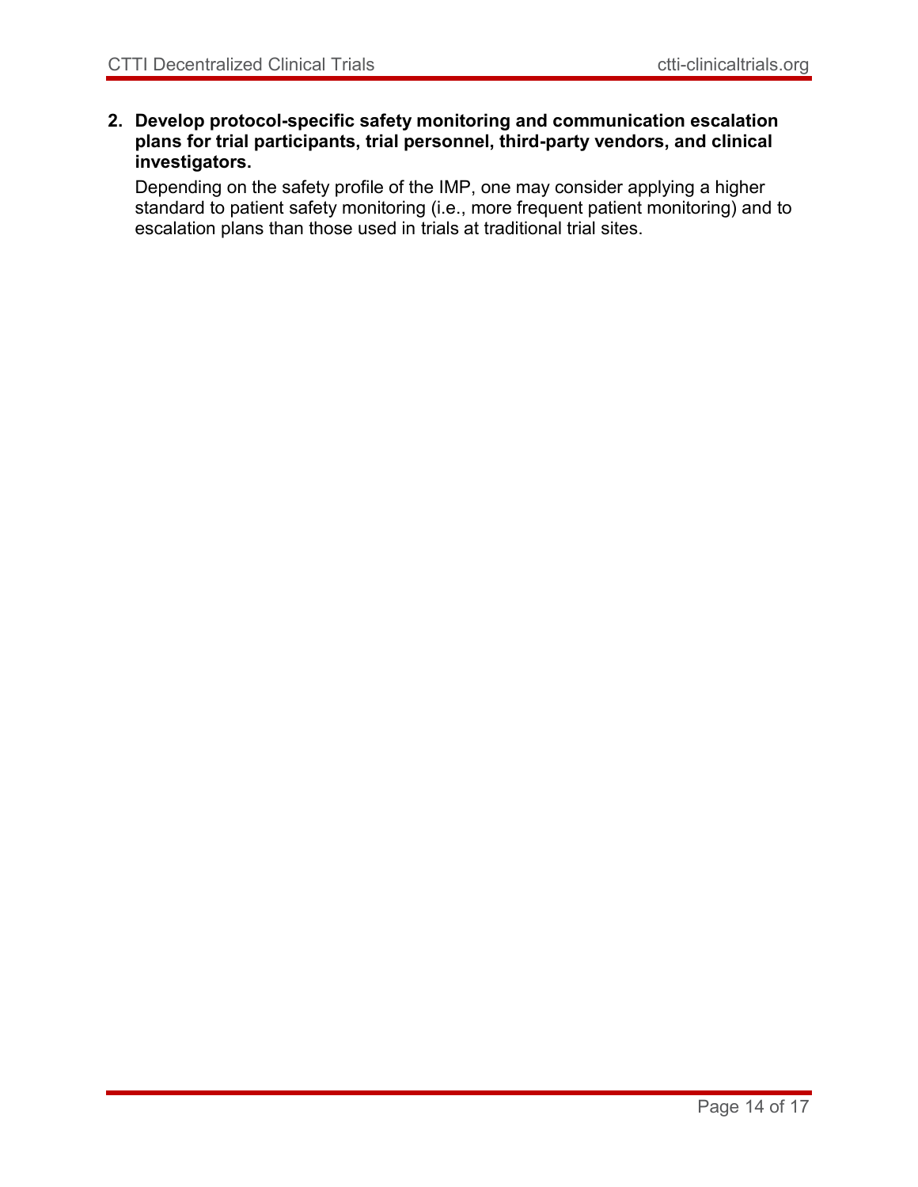2. **Develop protocol-specific safety monitoring and communication escalation plans for trial participants, trial personnel, third-party vendors, and clinical investigators.**

   Depending on the safety profile of the IMP, one may consider applying a higher standard to patient safety monitoring (i.e., more frequent patient monitoring) and to escalation plans than those used in trials at traditional trial sites.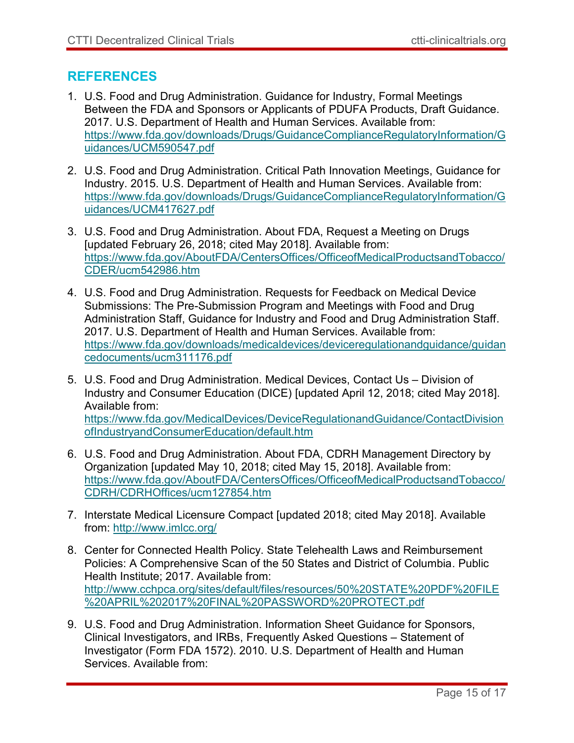## REFERENCES

1. U.S. Food and Drug Administration. Guidance for Industry, Formal Meetings Between the FDA and Sponsors or Applicants of PDUFA Products, Draft Guidance. 2017. U.S. Department of Health and Human Services. Available from: https://www.fda.gov/downloads/Drugs/GuidanceComplianceRegulatoryInformation/Guidances/UCM590547.pdf

2. U.S. Food and Drug Administration. Critical Path Innovation Meetings, Guidance for Industry. 2015. U.S. Department of Health and Human Services. Available from: https://www.fda.gov/downloads/Drugs/GuidanceComplianceRegulatoryInformation/Guidances/UCM417627.pdf

3. U.S. Food and Drug Administration. About FDA, Request a Meeting on Drugs [updated February 26, 2018; cited May 2018]. Available from: https://www.fda.gov/AboutFDA/CentersOffices/OfficeofMedicalProductsandTobacco/CDER/ucm542986.htm

4. U.S. Food and Drug Administration. Requests for Feedback on Medical Device Submissions: The Pre-Submission Program and Meetings with Food and Drug Administration Staff, Guidance for Industry and Food and Drug Administration Staff. 2017. U.S. Department of Health and Human Services. Available from: https://www.fda.gov/downloads/medicaldevices/deviceregulationandguidance/guidancedocuments/ucm311176.pdf

5. U.S. Food and Drug Administration. Medical Devices, Contact Us – Division of Industry and Consumer Education (DICE) [updated April 12, 2018; cited May 2018]. Available from: https://www.fda.gov/MedicalDevices/DeviceRegulationandGuidance/ContactDivisionofIndustryandConsumerEducation/default.htm

6. U.S. Food and Drug Administration. About FDA, CDRH Management Directory by Organization [updated May 10, 2018; cited May 15, 2018]. Available from: https://www.fda.gov/AboutFDA/CentersOffices/OfficeofMedicalProductsandTobacco/CDRH/CDRHOffices/ucm127854.htm

7. Interstate Medical Licensure Compact [updated 2018; cited May 2018]. Available from: http://www.imlcc.org/

8. Center for Connected Health Policy. State Telehealth Laws and Reimbursement Policies: A Comprehensive Scan of the 50 States and District of Columbia. Public Health Institute; 2017. Available from: http://www.cchpca.org/sites/default/files/resources/50%20STATE%20PDF%20FILE%20APRIL%202017%20FINAL%20PASSWORD%20PROTECT.pdf

9. U.S. Food and Drug Administration. Information Sheet Guidance for Sponsors, Clinical Investigators, and IRBs, Frequently Asked Questions – Statement of Investigator (Form FDA 1572). 2010. U.S. Department of Health and Human Services. Available from: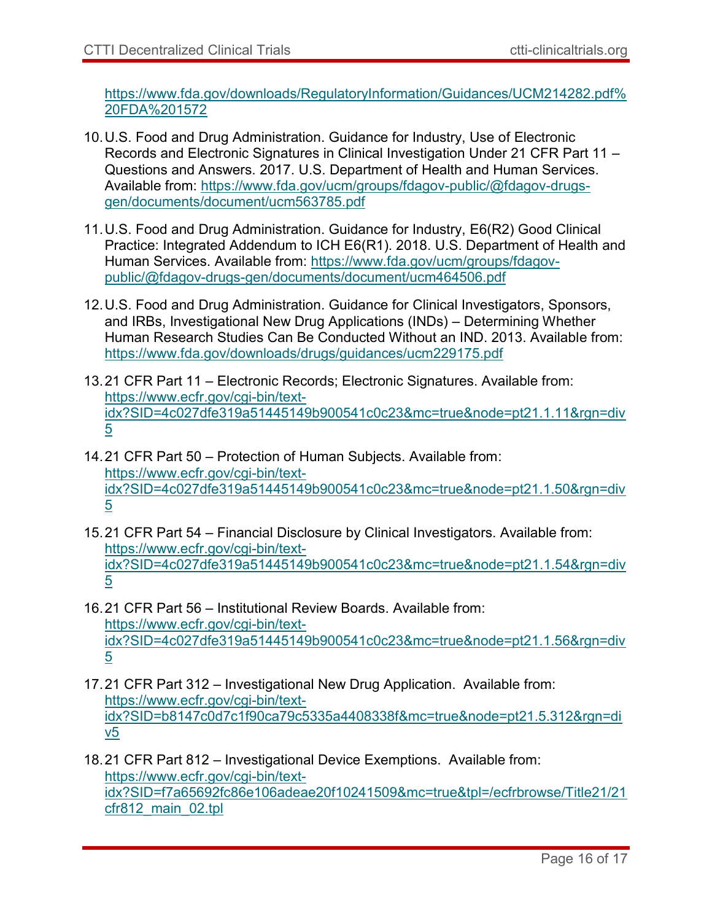https://www.fda.gov/downloads/RegulatoryInformation/Guidances/UCM214282.pdf%20FDA%201572

10. U.S. Food and Drug Administration. Guidance for Industry, Use of Electronic Records and Electronic Signatures in Clinical Investigation Under 21 CFR Part 11 – Questions and Answers. 2017. U.S. Department of Health and Human Services. Available from: https://www.fda.gov/ucm/groups/fdagov-public/@fdagov-drugs-gen/documents/document/ucm563785.pdf

11. U.S. Food and Drug Administration. Guidance for Industry, E6(R2) Good Clinical Practice: Integrated Addendum to ICH E6(R1). 2018. U.S. Department of Health and Human Services. Available from: https://www.fda.gov/ucm/groups/fdagov-public/@fdagov-drugs-gen/documents/document/ucm464506.pdf

12. U.S. Food and Drug Administration. Guidance for Clinical Investigators, Sponsors, and IRBs, Investigational New Drug Applications (INDs) – Determining Whether Human Research Studies Can Be Conducted Without an IND. 2013. Available from: https://www.fda.gov/downloads/drugs/guidances/ucm229175.pdf

13. 21 CFR Part 11 – Electronic Records; Electronic Signatures. Available from: https://www.ecfr.gov/cgi-bin/text-idx?SID=4c027dfe319a51445149b900541c0c23&mc=true&node=pt21.1.11&rgn=div5

14. 21 CFR Part 50 – Protection of Human Subjects. Available from: https://www.ecfr.gov/cgi-bin/text-idx?SID=4c027dfe319a51445149b900541c0c23&mc=true&node=pt21.1.50&rgn=div5

15. 21 CFR Part 54 – Financial Disclosure by Clinical Investigators. Available from: https://www.ecfr.gov/cgi-bin/text-idx?SID=4c027dfe319a51445149b900541c0c23&mc=true&node=pt21.1.54&rgn=div5

16. 21 CFR Part 56 – Institutional Review Boards. Available from: https://www.ecfr.gov/cgi-bin/text-idx?SID=4c027dfe319a51445149b900541c0c23&mc=true&node=pt21.1.56&rgn=div5

17. 21 CFR Part 312 – Investigational New Drug Application. Available from: https://www.ecfr.gov/cgi-bin/text-idx?SID=b8147c0d7c1f90ca79c5335a4408338f&mc=true&node=pt21.5.312&rgn=div5

18. 21 CFR Part 812 – Investigational Device Exemptions. Available from: https://www.ecfr.gov/cgi-bin/text-idx?SID=f7a65692fc86e106adeae20f10241509&mc=true&tpl=/ecfrbrowse/Title21/21cfr812_main_02.tpl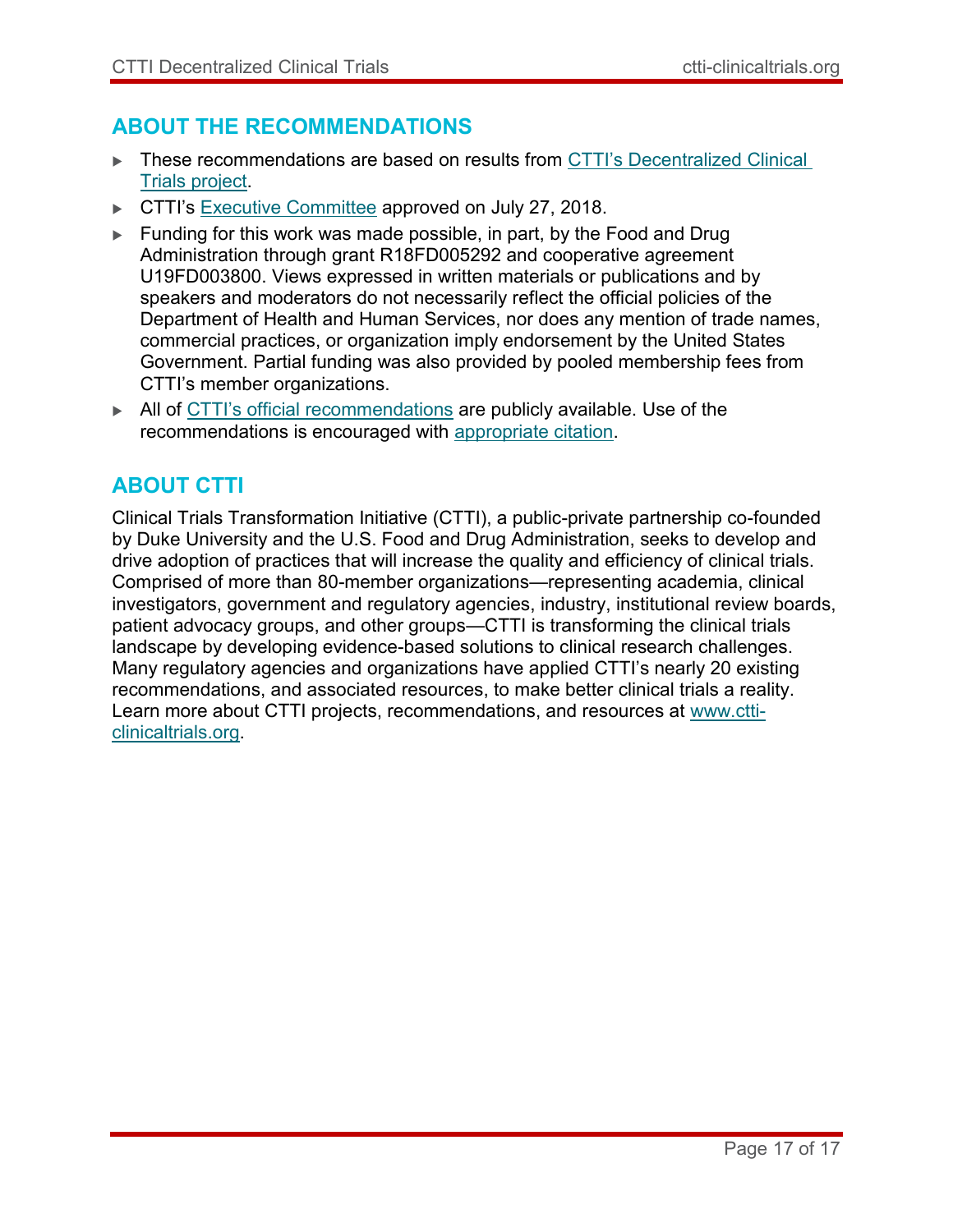## ABOUT THE RECOMMENDATIONS

- These recommendations are based on results from CTTI's Decentralized Clinical Trials project.
- CTTI's Executive Committee approved on July 27, 2018.
- Funding for this work was made possible, in part, by the Food and Drug Administration through grant R18FD005292 and cooperative agreement U19FD003800. Views expressed in written materials or publications and by speakers and moderators do not necessarily reflect the official policies of the Department of Health and Human Services, nor does any mention of trade names, commercial practices, or organization imply endorsement by the United States Government. Partial funding was also provided by pooled membership fees from CTTI's member organizations.
- All of CTTI's official recommendations are publicly available. Use of the recommendations is encouraged with appropriate citation.

## ABOUT CTTI

Clinical Trials Transformation Initiative (CTTI), a public-private partnership co-founded by Duke University and the U.S. Food and Drug Administration, seeks to develop and drive adoption of practices that will increase the quality and efficiency of clinical trials. Comprised of more than 80-member organizations—representing academia, clinical investigators, government and regulatory agencies, industry, institutional review boards, patient advocacy groups, and other groups—CTTI is transforming the clinical trials landscape by developing evidence-based solutions to clinical research challenges. Many regulatory agencies and organizations have applied CTTI's nearly 20 existing recommendations, and associated resources, to make better clinical trials a reality. Learn more about CTTI projects, recommendations, and resources at www.ctti-clinicaltrials.org.